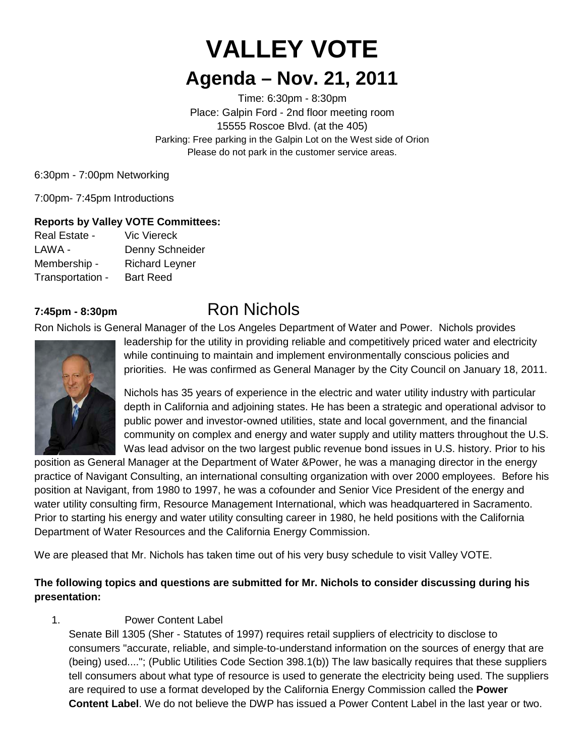# VALLEY VOTE

## Agenda – Nov. 21, 2011

Time: 6:30pm - 8:30pm
Place: Galpin Ford - 2nd floor meeting room
15555 Roscoe Blvd. (at the 405)
Parking: Free parking in the Galpin Lot on the West side of Orion
Please do not park in the customer service areas.

6:30pm - 7:00pm Networking

7:00pm- 7:45pm Introductions

**Reports by Valley VOTE Committees:**

| | |
|---|---|
| Real Estate - | Vic Viereck |
| LAWA - | Denny Schneider |
| Membership - | Richard Leyner |
| Transportation - | Bart Reed |

**7:45pm - 8:30pm** Ron Nichols

Ron Nichols is General Manager of the Los Angeles Department of Water and Power. Nichols provides leadership for the utility in providing reliable and competitively priced water and electricity while continuing to maintain and implement environmentally conscious policies and priorities. He was confirmed as General Manager by the City Council on January 18, 2011.

Nichols has 35 years of experience in the electric and water utility industry with particular depth in California and adjoining states. He has been a strategic and operational advisor to public power and investor-owned utilities, state and local government, and the financial community on complex and energy and water supply and utility matters throughout the U.S. Was lead advisor on the two largest public revenue bond issues in U.S. history. Prior to his position as General Manager at the Department of Water &Power, he was a managing director in the energy practice of Navigant Consulting, an international consulting organization with over 2000 employees. Before his position at Navigant, from 1980 to 1997, he was a cofounder and Senior Vice President of the energy and water utility consulting firm, Resource Management International, which was headquartered in Sacramento. Prior to starting his energy and water utility consulting career in 1980, he held positions with the California Department of Water Resources and the California Energy Commission.

We are pleased that Mr. Nichols has taken time out of his very busy schedule to visit Valley VOTE.

**The following topics and questions are submitted for Mr. Nichols to consider discussing during his presentation:**

1. Power Content Label
   Senate Bill 1305 (Sher - Statutes of 1997) requires retail suppliers of electricity to disclose to consumers "accurate, reliable, and simple-to-understand information on the sources of energy that are (being) used...."; (Public Utilities Code Section 398.1(b)) The law basically requires that these suppliers tell consumers about what type of resource is used to generate the electricity being used. The suppliers are required to use a format developed by the California Energy Commission called the **Power Content Label**. We do not believe the DWP has issued a Power Content Label in the last year or two.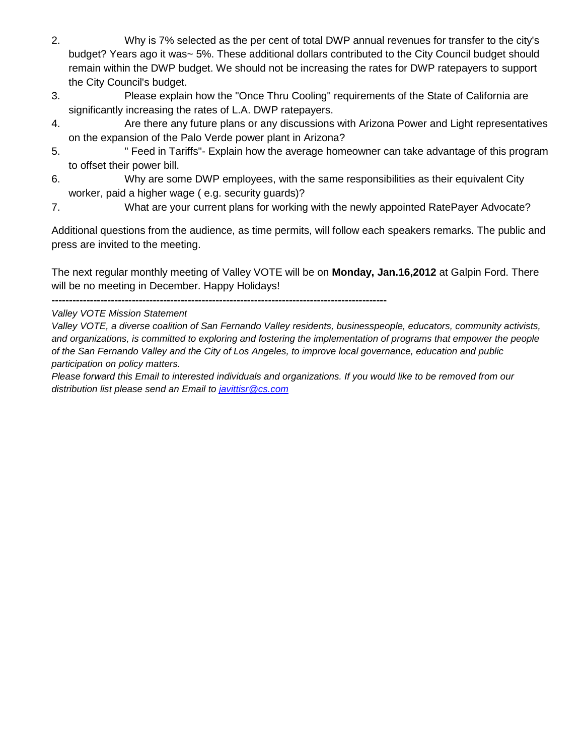2. Why is 7% selected as the per cent of total DWP annual revenues for transfer to the city's budget? Years ago it was~ 5%. These additional dollars contributed to the City Council budget should remain within the DWP budget. We should not be increasing the rates for DWP ratepayers to support the City Council's budget.
3. Please explain how the "Once Thru Cooling" requirements of the State of California are significantly increasing the rates of L.A. DWP ratepayers.
4. Are there any future plans or any discussions with Arizona Power and Light representatives on the expansion of the Palo Verde power plant in Arizona?
5. " Feed in Tariffs"- Explain how the average homeowner can take advantage of this program to offset their power bill.
6. Why are some DWP employees, with the same responsibilities as their equivalent City worker, paid a higher wage ( e.g. security guards)?
7. What are your current plans for working with the newly appointed RatePayer Advocate?

Additional questions from the audience, as time permits, will follow each speakers remarks. The public and press are invited to the meeting.

The next regular monthly meeting of Valley VOTE will be on **Monday, Jan.16,2012** at Galpin Ford. There will be no meeting in December. Happy Holidays!

**-----------------------------------------------------------------------------------------------**

*Valley VOTE Mission Statement*

*Valley VOTE, a diverse coalition of San Fernando Valley residents, businesspeople, educators, community activists, and organizations, is committed to exploring and fostering the implementation of programs that empower the people of the San Fernando Valley and the City of Los Angeles, to improve local governance, education and public participation on policy matters.*

*Please forward this Email to interested individuals and organizations. If you would like to be removed from our distribution list please send an Email to [javittisr@cs.com](mailto:javittisr@cs.com)*